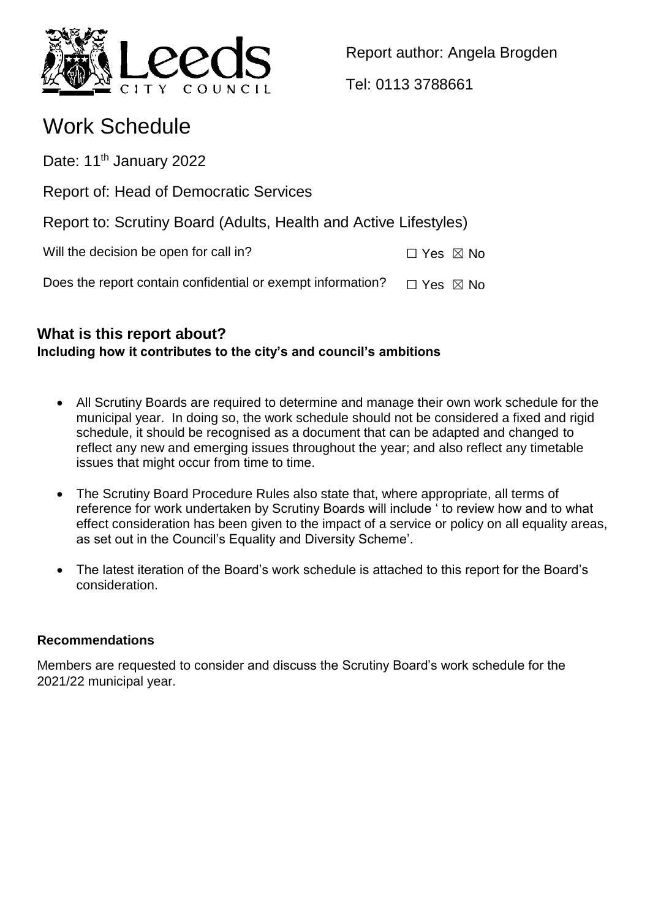Leeds CITY COUNCIL

Report author: Angela Brogden

Tel: 0113 3788661

# Work Schedule

Date: 11th January 2022

Report of: Head of Democratic Services

Report to: Scrutiny Board (Adults, Health and Active Lifestyles)

Will the decision be open for call in? ☐ Yes ☒ No

Does the report contain confidential or exempt information? ☐ Yes ☒ No

## What is this report about?

**Including how it contributes to the city's and council's ambitions**

- All Scrutiny Boards are required to determine and manage their own work schedule for the municipal year. In doing so, the work schedule should not be considered a fixed and rigid schedule, it should be recognised as a document that can be adapted and changed to reflect any new and emerging issues throughout the year; and also reflect any timetable issues that might occur from time to time.
- The Scrutiny Board Procedure Rules also state that, where appropriate, all terms of reference for work undertaken by Scrutiny Boards will include ' to review how and to what effect consideration has been given to the impact of a service or policy on all equality areas, as set out in the Council's Equality and Diversity Scheme'.
- The latest iteration of the Board's work schedule is attached to this report for the Board's consideration.

### Recommendations

Members are requested to consider and discuss the Scrutiny Board's work schedule for the 2021/22 municipal year.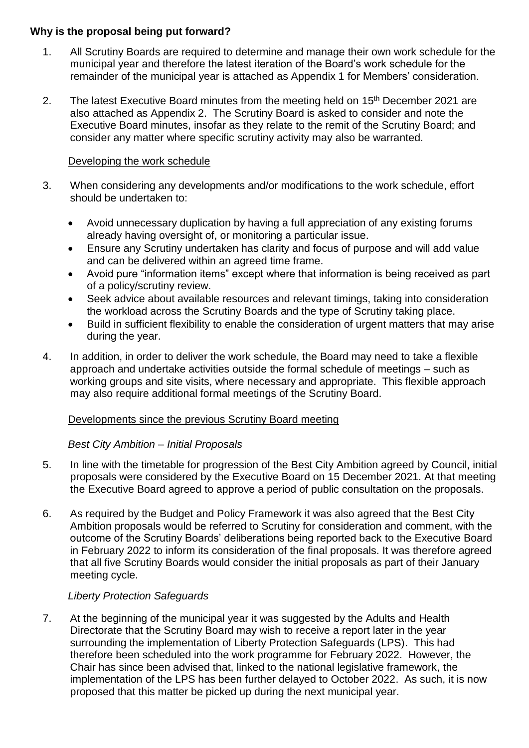## Why is the proposal being put forward?

1. All Scrutiny Boards are required to determine and manage their own work schedule for the municipal year and therefore the latest iteration of the Board's work schedule for the remainder of the municipal year is attached as Appendix 1 for Members' consideration.

2. The latest Executive Board minutes from the meeting held on 15th December 2021 are also attached as Appendix 2. The Scrutiny Board is asked to consider and note the Executive Board minutes, insofar as they relate to the remit of the Scrutiny Board; and consider any matter where specific scrutiny activity may also be warranted.

### Developing the work schedule

3. When considering any developments and/or modifications to the work schedule, effort should be undertaken to:

   - Avoid unnecessary duplication by having a full appreciation of any existing forums already having oversight of, or monitoring a particular issue.
   - Ensure any Scrutiny undertaken has clarity and focus of purpose and will add value and can be delivered within an agreed time frame.
   - Avoid pure "information items" except where that information is being received as part of a policy/scrutiny review.
   - Seek advice about available resources and relevant timings, taking into consideration the workload across the Scrutiny Boards and the type of Scrutiny taking place.
   - Build in sufficient flexibility to enable the consideration of urgent matters that may arise during the year.

4. In addition, in order to deliver the work schedule, the Board may need to take a flexible approach and undertake activities outside the formal schedule of meetings – such as working groups and site visits, where necessary and appropriate. This flexible approach may also require additional formal meetings of the Scrutiny Board.

### Developments since the previous Scrutiny Board meeting

*Best City Ambition – Initial Proposals*

5. In line with the timetable for progression of the Best City Ambition agreed by Council, initial proposals were considered by the Executive Board on 15 December 2021. At that meeting the Executive Board agreed to approve a period of public consultation on the proposals.

6. As required by the Budget and Policy Framework it was also agreed that the Best City Ambition proposals would be referred to Scrutiny for consideration and comment, with the outcome of the Scrutiny Boards' deliberations being reported back to the Executive Board in February 2022 to inform its consideration of the final proposals. It was therefore agreed that all five Scrutiny Boards would consider the initial proposals as part of their January meeting cycle.

*Liberty Protection Safeguards*

7. At the beginning of the municipal year it was suggested by the Adults and Health Directorate that the Scrutiny Board may wish to receive a report later in the year surrounding the implementation of Liberty Protection Safeguards (LPS). This had therefore been scheduled into the work programme for February 2022. However, the Chair has since been advised that, linked to the national legislative framework, the implementation of the LPS has been further delayed to October 2022. As such, it is now proposed that this matter be picked up during the next municipal year.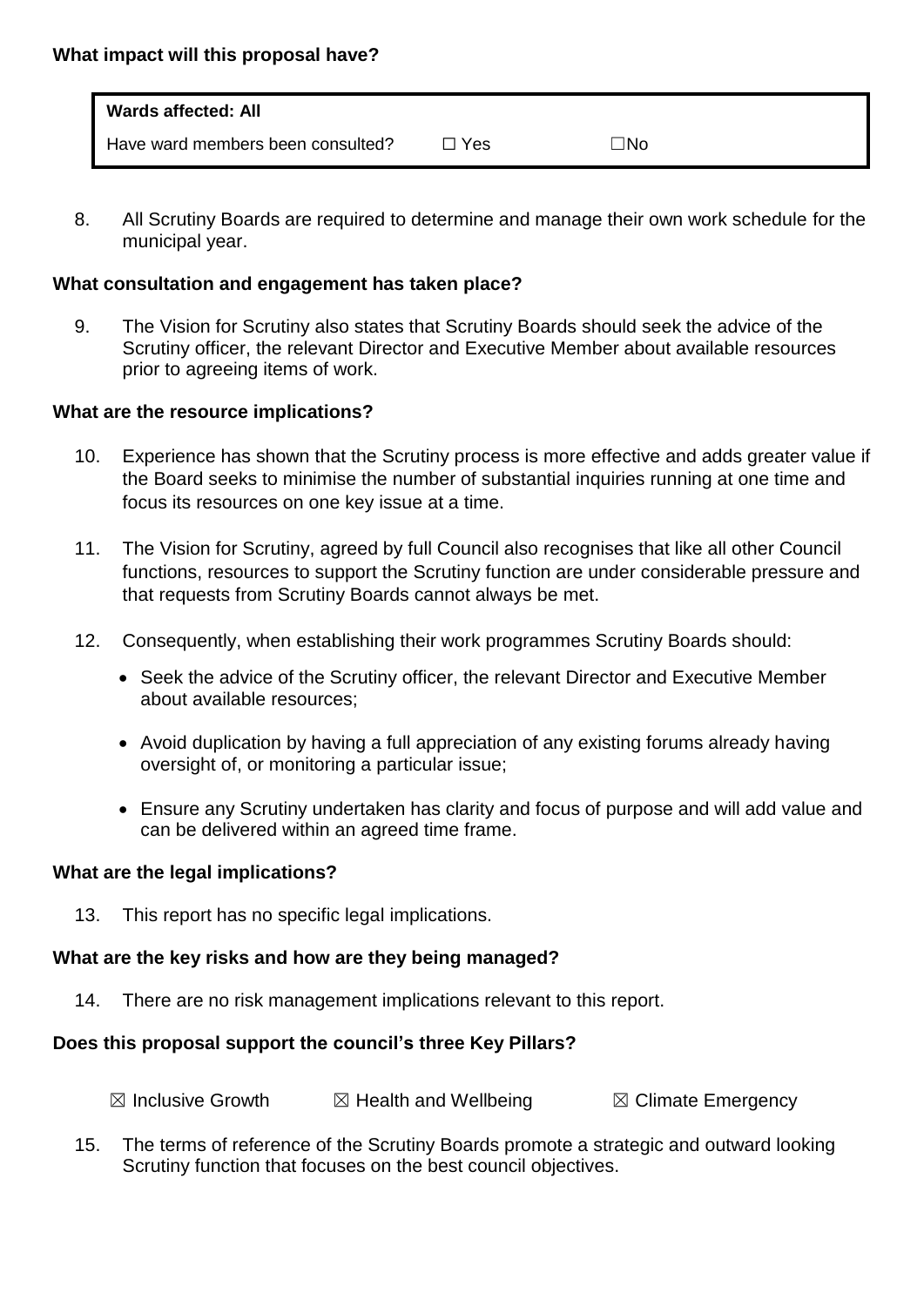**What impact will this proposal have?**

| **Wards affected: All** | | |
|---|---|---|
| Have ward members been consulted? | ☐ Yes | ☐No |

8. All Scrutiny Boards are required to determine and manage their own work schedule for the municipal year.

**What consultation and engagement has taken place?**

9. The Vision for Scrutiny also states that Scrutiny Boards should seek the advice of the Scrutiny officer, the relevant Director and Executive Member about available resources prior to agreeing items of work.

**What are the resource implications?**

10. Experience has shown that the Scrutiny process is more effective and adds greater value if the Board seeks to minimise the number of substantial inquiries running at one time and focus its resources on one key issue at a time.

11. The Vision for Scrutiny, agreed by full Council also recognises that like all other Council functions, resources to support the Scrutiny function are under considerable pressure and that requests from Scrutiny Boards cannot always be met.

12. Consequently, when establishing their work programmes Scrutiny Boards should:

 - Seek the advice of the Scrutiny officer, the relevant Director and Executive Member about available resources;
 - Avoid duplication by having a full appreciation of any existing forums already having oversight of, or monitoring a particular issue;
 - Ensure any Scrutiny undertaken has clarity and focus of purpose and will add value and can be delivered within an agreed time frame.

**What are the legal implications?**

13. This report has no specific legal implications.

**What are the key risks and how are they being managed?**

14. There are no risk management implications relevant to this report.

**Does this proposal support the council's three Key Pillars?**

☒ Inclusive Growth ☒ Health and Wellbeing ☒ Climate Emergency

15. The terms of reference of the Scrutiny Boards promote a strategic and outward looking Scrutiny function that focuses on the best council objectives.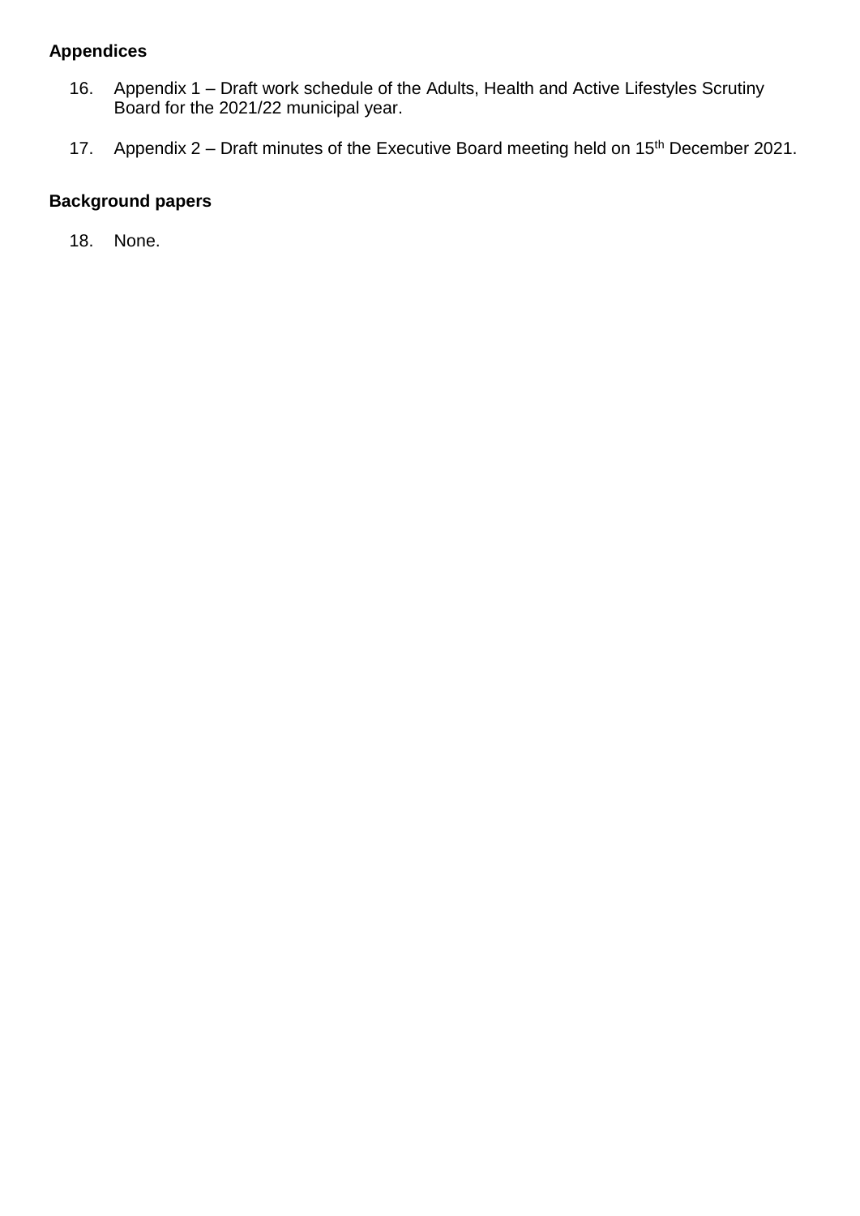**Appendices**

16. Appendix 1 – Draft work schedule of the Adults, Health and Active Lifestyles Scrutiny Board for the 2021/22 municipal year.

17. Appendix 2 – Draft minutes of the Executive Board meeting held on 15th December 2021.

**Background papers**

18. None.